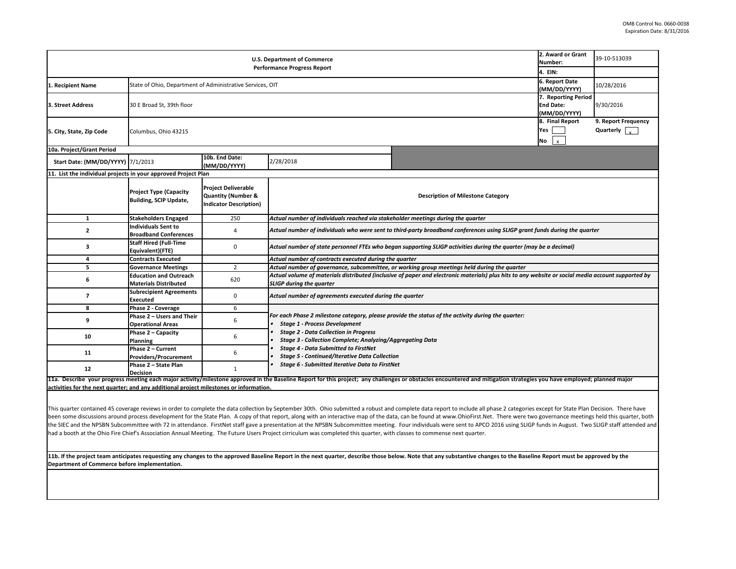OMB Control No. 0660-0038
Expiration Date: 8/31/2016

| U.S. Department of Commerce Performance Progress Report | | 2. Award or Grant Number: | 39-10-513039 |
|---|---|---|---|
| | | 4. EIN: | |
| 1. Recipient Name | State of Ohio, Department of Administrative Services, OIT | 6. Report Date (MM/DD/YYYY) | 10/28/2016 |
| 3. Street Address | 30 E Broad St, 39th floor | 7. Reporting Period End Date: (MM/DD/YYYY) | 9/30/2016 |
| 5. City, State, Zip Code | Columbus, Ohio 43215 | 8. Final Report Yes [ ] No [x] | 9. Report Frequency Quarterly [x] |

**10a. Project/Grant Period**

| Start Date: (MM/DD/YYYY) | 7/1/2013 | 10b. End Date: (MM/DD/YYYY) | 2/28/2018 |
|---|---|---|---|

**11. List the individual projects in your approved Project Plan**

| | Project Type (Capacity Building, SCIP Update, | Project Deliverable Quantity (Number & Indicator Description) | Description of Milestone Category |
|---|---|---|---|
| 1 | Stakeholders Engaged | 250 | *Actual number of individuals reached via stakeholder meetings during the quarter* |
| 2 | Individuals Sent to Broadband Conferences | 4 | *Actual number of individuals who were sent to third-party broadband conferences using SLIGP grant funds during the quarter* |
| 3 | Staff Hired (Full-Time Equivalent)(FTE) | 0 | *Actual number of state personnel FTEs who began supporting SLIGP activities during the quarter (may be a decimal)* |
| 4 | Contracts Executed | | *Actual number of contracts executed during the quarter* |
| 5 | Governance Meetings | 2 | *Actual number of governance, subcommittee, or working group meetings held during the quarter* |
| 6 | Education and Outreach Materials Distributed | 620 | *Actual volume of materials distributed (inclusive of paper and electronic materials) plus hits to any website or social media account supported by SLIGP during the quarter* |
| 7 | Subrecipient Agreements Executed | 0 | *Actual number of agreements executed during the quarter* |
| 8 | Phase 2 - Coverage | 6 | *For each Phase 2 milestone category, please provide the status of the activity during the quarter:* <br>• *Stage 1 - Process Development* <br>• *Stage 2 - Data Collection in Progress* <br>• *Stage 3 - Collection Complete; Analyzing/Aggregating Data* <br>• *Stage 4 - Data Submitted to FirstNet* <br>• *Stage 5 - Continued/Iterative Data Collection* <br>• *Stage 6 - Submitted Iterative Data to FirstNet* |
| 9 | Phase 2 – Users and Their Operational Areas | 6 | |
| 10 | Phase 2 – Capacity Planning | 6 | |
| 11 | Phase 2 – Current Providers/Procurement | 6 | |
| 12 | Phase 2 – State Plan Decision | 1 | |

**11a. Describe your progress meeting each major activity/milestone approved in the Baseline Report for this project; any challenges or obstacles encountered and mitigation strategies you have employed; planned major activities for the next quarter; and any additional project milestones or information.**

This quarter contained 45 coverage reviews in order to complete the data collection by September 30th. Ohio submitted a robust and complete data report to include all phase 2 categories except for State Plan Decision. There have been some discussions around process development for the State Plan. A copy of that report, along with an interactive map of the data, can be found at www.OhioFirst.Net. There were two governance meetings held this quarter, both the SIEC and the NPSBN Subcommittee with 72 in attendance. FirstNet staff gave a presentation at the NPSBN Subcommittee meeting. Four individuals were sent to APCO 2016 using SLIGP funds in August. Two SLIGP staff attended and had a booth at the Ohio Fire Chief's Association Annual Meeting. The Future Users Project cirriculum was completed this quarter, with classes to commense next quarter.

**11b. If the project team anticipates requesting any changes to the approved Baseline Report in the next quarter, describe those below. Note that any substantive changes to the Baseline Report must be approved by the Department of Commerce before implementation.**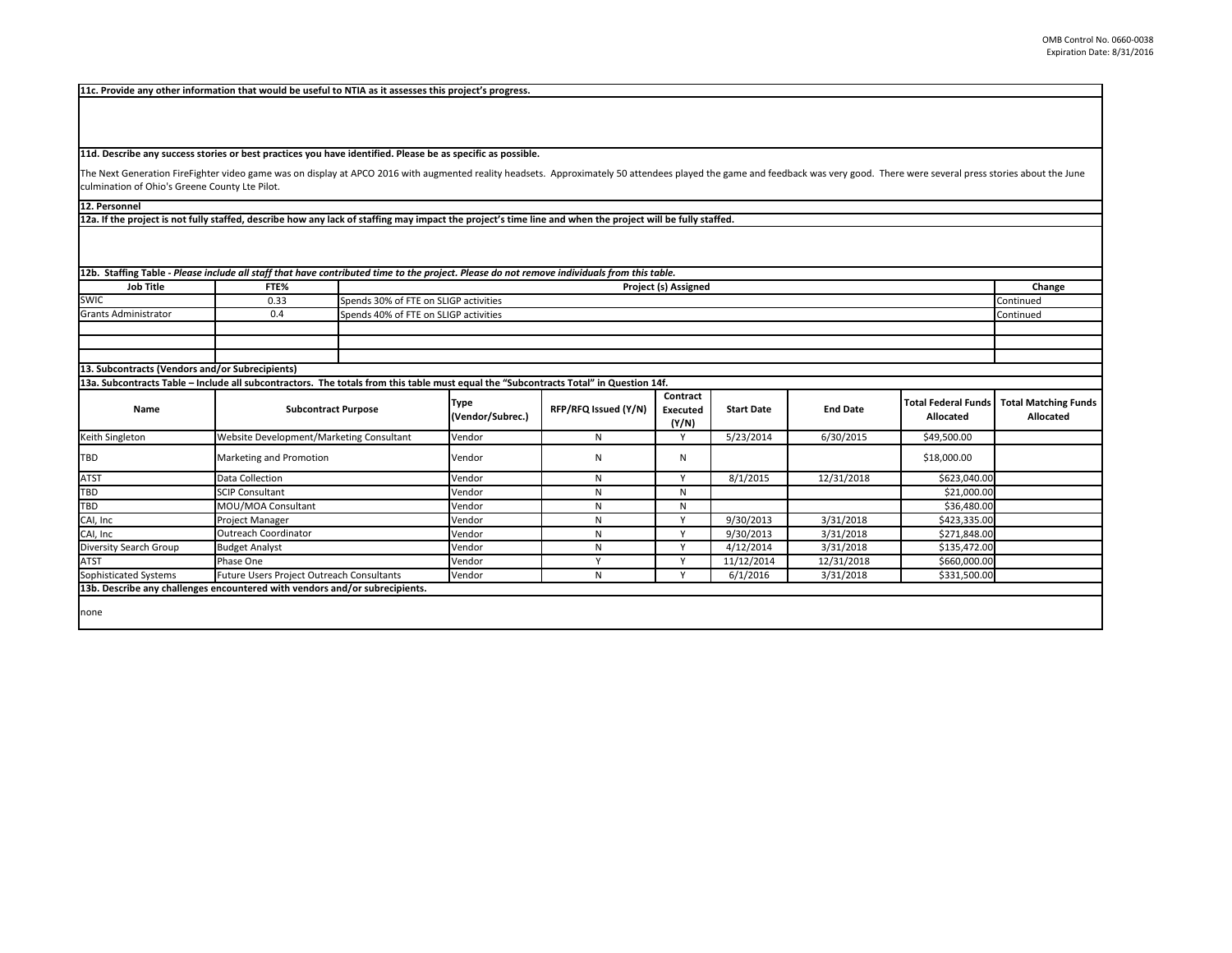**11c. Provide any other information that would be useful to NTIA as it assesses this project's progress.**

**11d. Describe any success stories or best practices you have identified. Please be as specific as possible.**

The Next Generation FireFighter video game was on display at APCO 2016 with augmented reality headsets. Approximately 50 attendees played the game and feedback was very good. There were several press stories about the June culmination of Ohio's Greene County Lte Pilot.

**12. Personnel**

**12a. If the project is not fully staffed, describe how any lack of staffing may impact the project's time line and when the project will be fully staffed.**

**12b. Staffing Table -** ***Please include all staff that have contributed time to the project. Please do not remove individuals from this table.***

| Job Title | FTE% | Project (s) Assigned | Change |
|---|---|---|---|
| SWIC | 0.33 | Spends 30% of FTE on SLIGP activities | Continued |
| Grants Administrator | 0.4 | Spends 40% of FTE on SLIGP activities | Continued |
| | | | |
| | | | |
| | | | |

**13. Subcontracts (Vendors and/or Subrecipients)**

**13a. Subcontracts Table – Include all subcontractors. The totals from this table must equal the "Subcontracts Total" in Question 14f.**

| Name | Subcontract Purpose | Type (Vendor/Subrec.) | RFP/RFQ Issued (Y/N) | Contract Executed (Y/N) | Start Date | End Date | Total Federal Funds Allocated | Total Matching Funds Allocated |
|---|---|---|---|---|---|---|---|---|
| Keith Singleton | Website Development/Marketing Consultant | Vendor | N | Y | 5/23/2014 | 6/30/2015 | $49,500.00 | |
| TBD | Marketing and Promotion | Vendor | N | N | | | $18,000.00 | |
| ATST | Data Collection | Vendor | N | Y | 8/1/2015 | 12/31/2018 | $623,040.00 | |
| TBD | SCIP Consultant | Vendor | N | N | | | $21,000.00 | |
| TBD | MOU/MOA Consultant | Vendor | N | N | | | $36,480.00 | |
| CAI, Inc | Project Manager | Vendor | N | Y | 9/30/2013 | 3/31/2018 | $423,335.00 | |
| CAI, Inc | Outreach Coordinator | Vendor | N | Y | 9/30/2013 | 3/31/2018 | $271,848.00 | |
| Diversity Search Group | Budget Analyst | Vendor | N | Y | 4/12/2014 | 3/31/2018 | $135,472.00 | |
| ATST | Phase One | Vendor | Y | Y | 11/12/2014 | 12/31/2018 | $660,000.00 | |
| Sophisticated Systems | Future Users Project Outreach Consultants | Vendor | N | Y | 6/1/2016 | 3/31/2018 | $331,500.00 | |

**13b. Describe any challenges encountered with vendors and/or subrecipients.**

none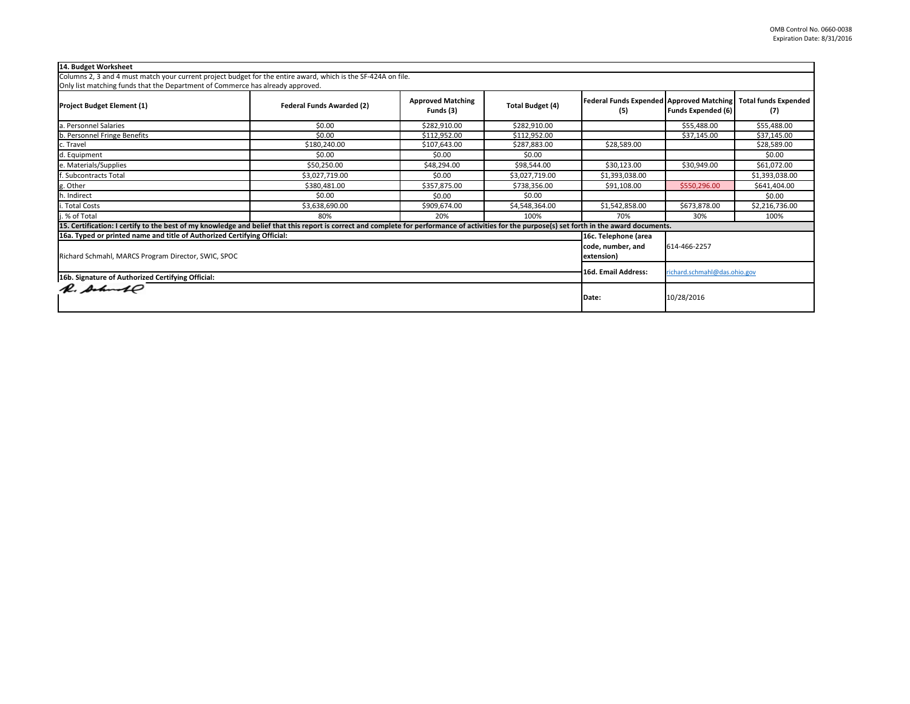OMB Control No. 0660-0038
Expiration Date: 8/31/2016

**14. Budget Worksheet**

Columns 2, 3 and 4 must match your current project budget for the entire award, which is the SF-424A on file.
Only list matching funds that the Department of Commerce has already approved.

| Project Budget Element (1) | Federal Funds Awarded (2) | Approved Matching Funds (3) | Total Budget (4) | Federal Funds Expended (5) | Approved Matching Funds Expended (6) | Total funds Expended (7) |
|---|---|---|---|---|---|---|
| a. Personnel Salaries | $0.00 | $282,910.00 | $282,910.00 | | $55,488.00 | $55,488.00 |
| b. Personnel Fringe Benefits | $0.00 | $112,952.00 | $112,952.00 | | $37,145.00 | $37,145.00 |
| c. Travel | $180,240.00 | $107,643.00 | $287,883.00 | $28,589.00 | | $28,589.00 |
| d. Equipment | $0.00 | $0.00 | $0.00 | | | $0.00 |
| e. Materials/Supplies | $50,250.00 | $48,294.00 | $98,544.00 | $30,123.00 | $30,949.00 | $61,072.00 |
| f. Subcontracts Total | $3,027,719.00 | $0.00 | $3,027,719.00 | $1,393,038.00 | | $1,393,038.00 |
| g. Other | $380,481.00 | $357,875.00 | $738,356.00 | $91,108.00 | $550,296.00 | $641,404.00 |
| h. Indirect | $0.00 | $0.00 | $0.00 | | | $0.00 |
| i. Total Costs | $3,638,690.00 | $909,674.00 | $4,548,364.00 | $1,542,858.00 | $673,878.00 | $2,216,736.00 |
| j. % of Total | 80% | 20% | 100% | 70% | 30% | 100% |

**15. Certification: I certify to the best of my knowledge and belief that this report is correct and complete for performance of activities for the purpose(s) set forth in the award documents.**

| | |
|---|---|
| **16a. Typed or printed name and title of Authorized Certifying Official:** Richard Schmahl, MARCS Program Director, SWIC, SPOC | **16c. Telephone (area code, number, and extension)** 614-466-2257 |
| **16b. Signature of Authorized Certifying Official:** R. Schmahl | **16d. Email Address:** richard.schmahl@das.ohio.gov |
| | **Date:** 10/28/2016 |